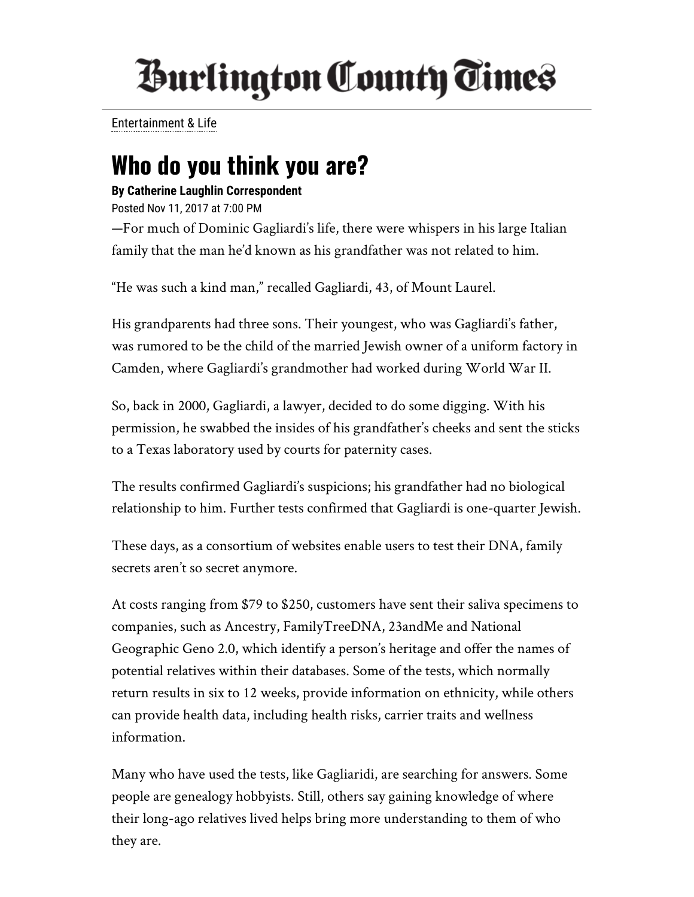# Burlington County Times

Entertainment & Life

## Who do you think you are?

**By Catherine Laughlin Correspondent**

Posted Nov 11, 2017 at 7:00 PM

—For much of Dominic Gagliardi's life, there were whispers in his large Italian family that the man he'd known as his grandfather was not related to him.

"He was such a kind man," recalled Gagliardi, 43, of Mount Laurel.

His grandparents had three sons. Their youngest, who was Gagliardi's father, was rumored to be the child of the married Jewish owner of a uniform factory in Camden, where Gagliardi's grandmother had worked during World War II.

So, back in 2000, Gagliardi, a lawyer, decided to do some digging. With his permission, he swabbed the insides of his grandfather's cheeks and sent the sticks to a Texas laboratory used by courts for paternity cases.

The results confirmed Gagliardi's suspicions; his grandfather had no biological relationship to him. Further tests confirmed that Gagliardi is one-quarter Jewish.

These days, as a consortium of websites enable users to test their DNA, family secrets aren't so secret anymore.

At costs ranging from $79 to $250, customers have sent their saliva specimens to companies, such as Ancestry, FamilyTreeDNA, 23andMe and National Geographic Geno 2.0, which identify a person's heritage and offer the names of potential relatives within their databases. Some of the tests, which normally return results in six to 12 weeks, provide information on ethnicity, while others can provide health data, including health risks, carrier traits and wellness information.

Many who have used the tests, like Gagliaridi, are searching for answers. Some people are genealogy hobbyists. Still, others say gaining knowledge of where their long-ago relatives lived helps bring more understanding to them of who they are.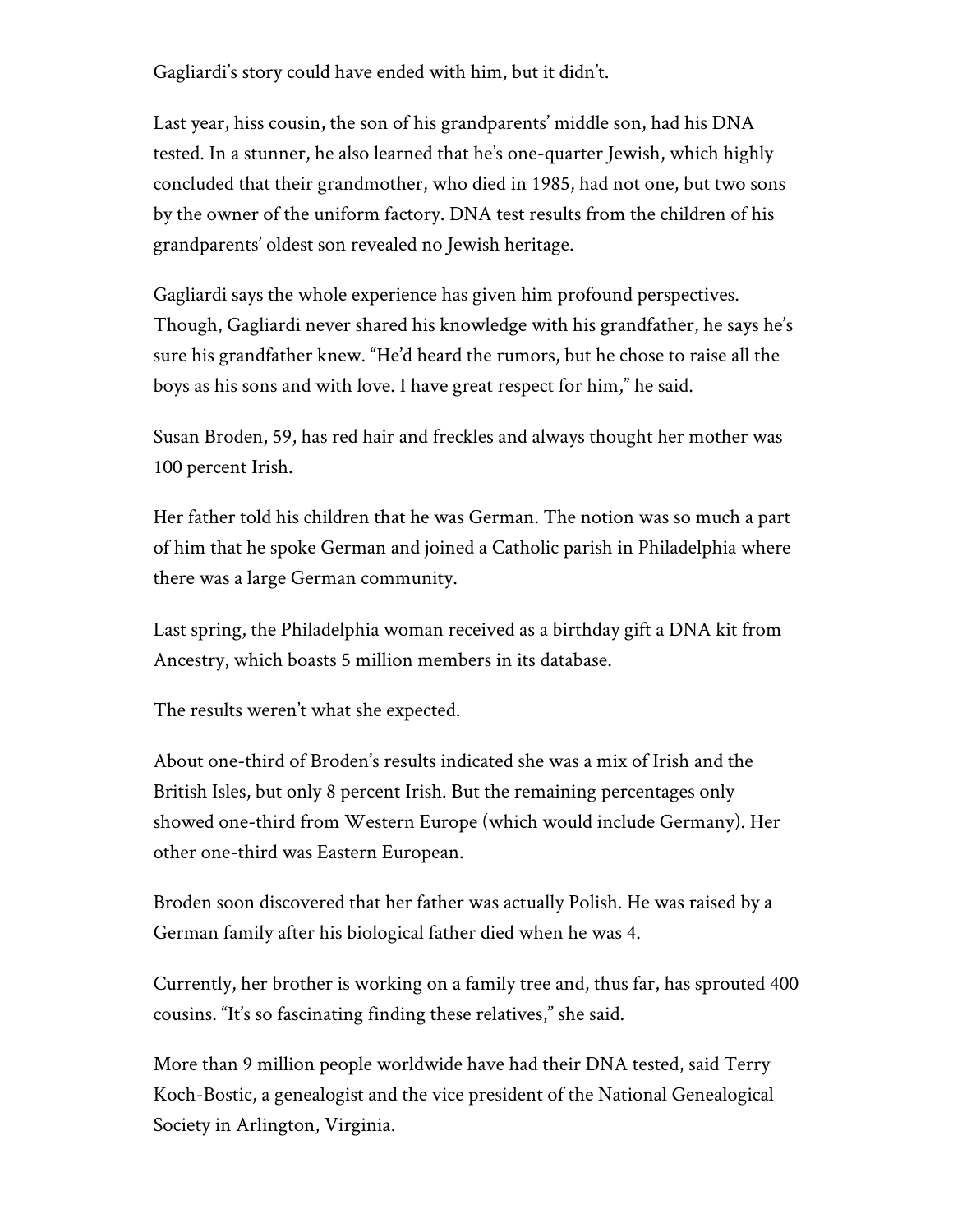Gagliardi's story could have ended with him, but it didn't.

Last year, hiss cousin, the son of his grandparents' middle son, had his DNA tested. In a stunner, he also learned that he's one-quarter Jewish, which highly concluded that their grandmother, who died in 1985, had not one, but two sons by the owner of the uniform factory. DNA test results from the children of his grandparents' oldest son revealed no Jewish heritage.

Gagliardi says the whole experience has given him profound perspectives. Though, Gagliardi never shared his knowledge with his grandfather, he says he's sure his grandfather knew. "He'd heard the rumors, but he chose to raise all the boys as his sons and with love. I have great respect for him," he said.

Susan Broden, 59, has red hair and freckles and always thought her mother was 100 percent Irish.

Her father told his children that he was German. The notion was so much a part of him that he spoke German and joined a Catholic parish in Philadelphia where there was a large German community.

Last spring, the Philadelphia woman received as a birthday gift a DNA kit from Ancestry, which boasts 5 million members in its database.

The results weren't what she expected.

About one-third of Broden's results indicated she was a mix of Irish and the British Isles, but only 8 percent Irish. But the remaining percentages only showed one-third from Western Europe (which would include Germany). Her other one-third was Eastern European.

Broden soon discovered that her father was actually Polish. He was raised by a German family after his biological father died when he was 4.

Currently, her brother is working on a family tree and, thus far, has sprouted 400 cousins. "It's so fascinating finding these relatives," she said.

More than 9 million people worldwide have had their DNA tested, said Terry Koch-Bostic, a genealogist and the vice president of the National Genealogical Society in Arlington, Virginia.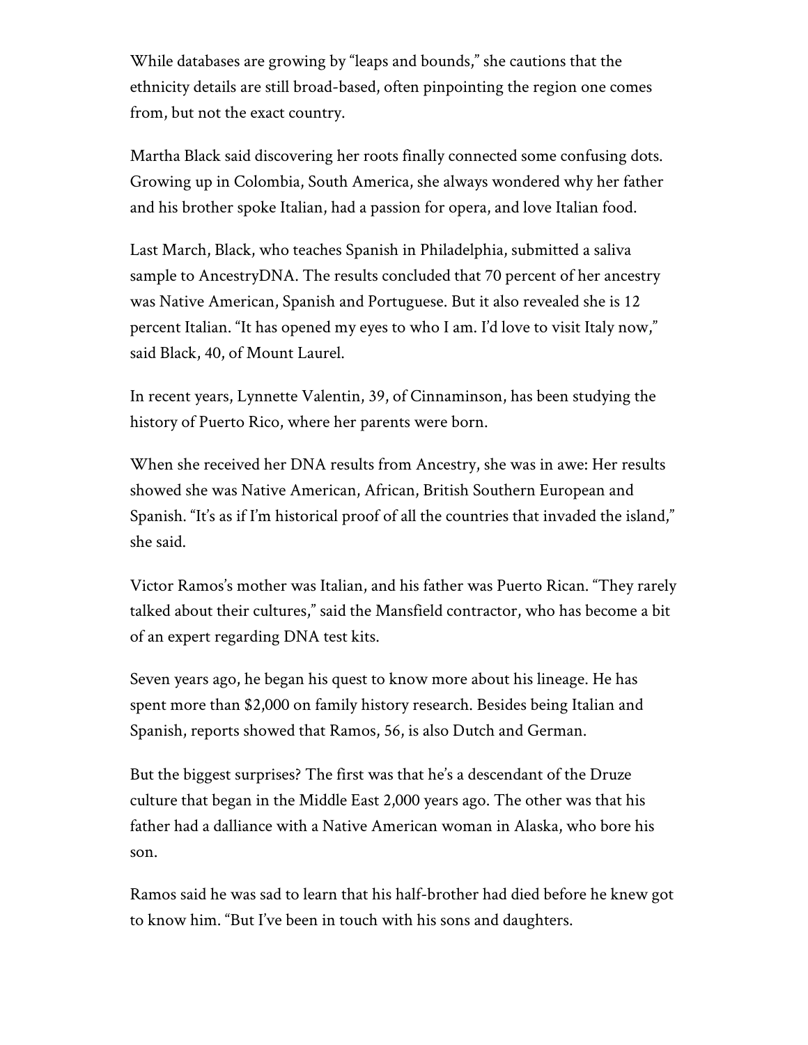While databases are growing by "leaps and bounds," she cautions that the ethnicity details are still broad-based, often pinpointing the region one comes from, but not the exact country.

Martha Black said discovering her roots finally connected some confusing dots. Growing up in Colombia, South America, she always wondered why her father and his brother spoke Italian, had a passion for opera, and love Italian food.

Last March, Black, who teaches Spanish in Philadelphia, submitted a saliva sample to AncestryDNA. The results concluded that 70 percent of her ancestry was Native American, Spanish and Portuguese. But it also revealed she is 12 percent Italian. "It has opened my eyes to who I am. I'd love to visit Italy now," said Black, 40, of Mount Laurel.

In recent years, Lynnette Valentin, 39, of Cinnaminson, has been studying the history of Puerto Rico, where her parents were born.

When she received her DNA results from Ancestry, she was in awe: Her results showed she was Native American, African, British Southern European and Spanish. "It's as if I'm historical proof of all the countries that invaded the island," she said.

Victor Ramos's mother was Italian, and his father was Puerto Rican. "They rarely talked about their cultures," said the Mansfield contractor, who has become a bit of an expert regarding DNA test kits.

Seven years ago, he began his quest to know more about his lineage. He has spent more than $2,000 on family history research. Besides being Italian and Spanish, reports showed that Ramos, 56, is also Dutch and German.

But the biggest surprises? The first was that he's a descendant of the Druze culture that began in the Middle East 2,000 years ago. The other was that his father had a dalliance with a Native American woman in Alaska, who bore his son.

Ramos said he was sad to learn that his half-brother had died before he knew got to know him. "But I've been in touch with his sons and daughters.